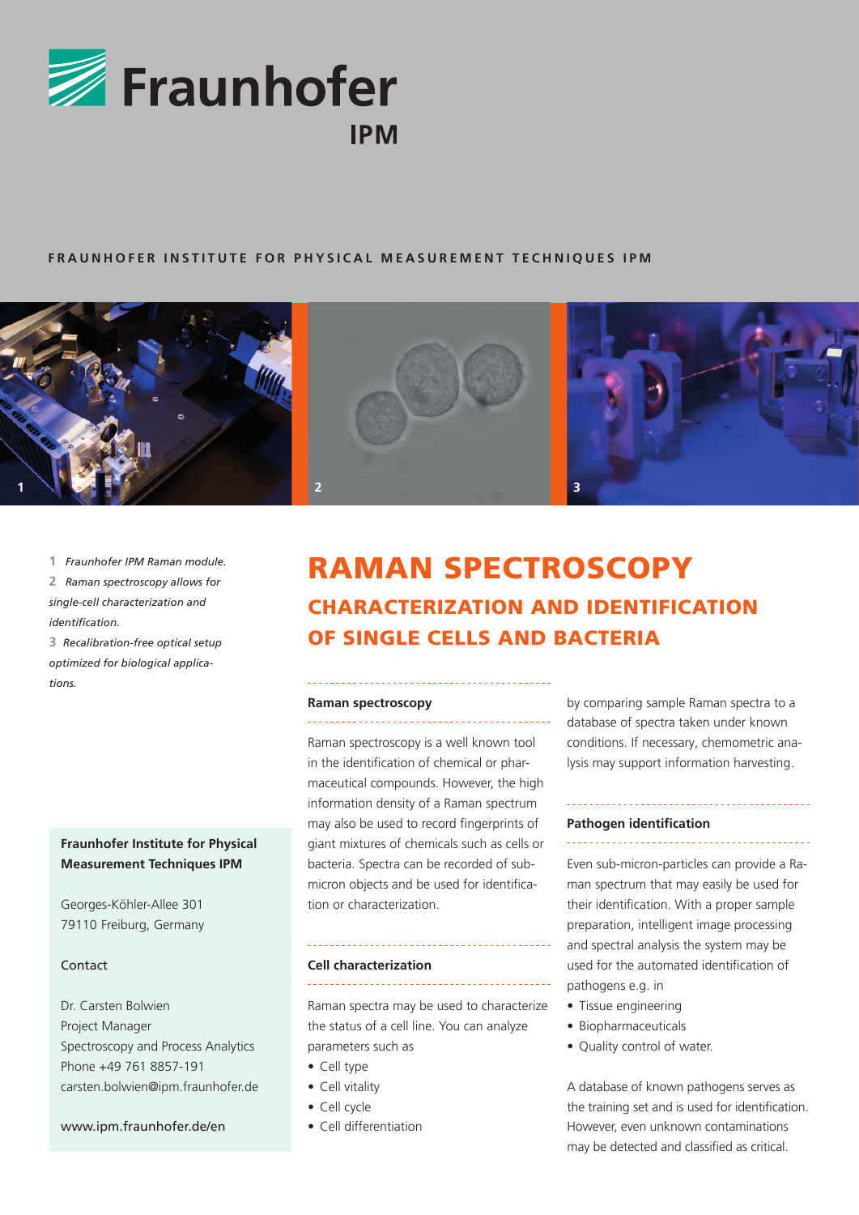Fraunhofer IPM

FRAUNHOFER INSTITUTE FOR PHYSICAL MEASUREMENT TECHNIQUES IPM

1 *Fraunhofer IPM Raman module.*

2 *Raman spectroscopy allows for single-cell characterization and identification.*

3 *Recalibration-free optical setup optimized for biological applications.*

# RAMAN SPECTROSCOPY

## CHARACTERIZATION AND IDENTIFICATION OF SINGLE CELLS AND BACTERIA

### Raman spectroscopy

Raman spectroscopy is a well known tool in the identification of chemical or pharmaceutical compounds. However, the high information density of a Raman spectrum may also be used to record fingerprints of giant mixtures of chemicals such as cells or bacteria. Spectra can be recorded of sub-micron objects and be used for identification or characterization.

### Cell characterization

Raman spectra may be used to characterize the status of a cell line. You can analyze parameters such as

- Cell type
- Cell vitality
- Cell cycle
- Cell differentiation

by comparing sample Raman spectra to a database of spectra taken under known conditions. If necessary, chemometric analysis may support information harvesting.

### Pathogen identification

Even sub-micron-particles can provide a Raman spectrum that may easily be used for their identification. With a proper sample preparation, intelligent image processing and spectral analysis the system may be used for the automated identification of pathogens e.g. in

- Tissue engineering
- Biopharmaceuticals
- Quality control of water.

A database of known pathogens serves as the training set and is used for identification. However, even unknown contaminations may be detected and classified as critical.

**Fraunhofer Institute for Physical Measurement Techniques IPM**

Georges-Köhler-Allee 301
79110 Freiburg, Germany

Contact

Dr. Carsten Bolwien
Project Manager
Spectroscopy and Process Analytics
Phone +49 761 8857-191
carsten.bolwien@ipm.fraunhofer.de

www.ipm.fraunhofer.de/en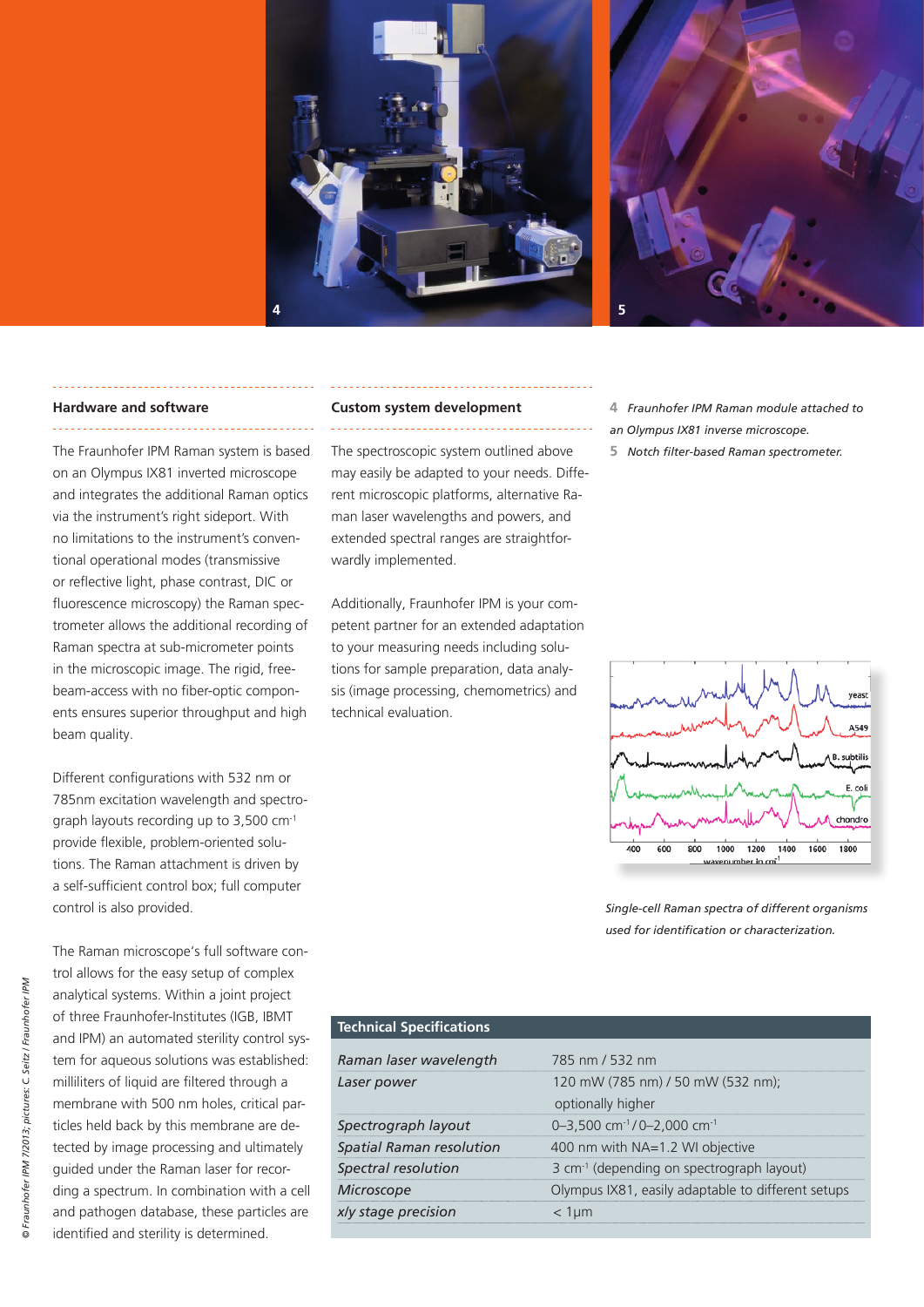## Hardware and software

The Fraunhofer IPM Raman system is based on an Olympus IX81 inverted microscope and integrates the additional Raman optics via the instrument's right sideport. With no limitations to the instrument's conventional operational modes (transmissive or reflective light, phase contrast, DIC or fluorescence microscopy) the Raman spectrometer allows the additional recording of Raman spectra at sub-micrometer points in the microscopic image. The rigid, free-beam-access with no fiber-optic components ensures superior throughput and high beam quality.

Different configurations with 532 nm or 785nm excitation wavelength and spectrograph layouts recording up to 3,500 $cm^{-1}$ provide flexible, problem-oriented solutions. The Raman attachment is driven by a self-sufficient control box; full computer control is also provided.

The Raman microscope's full software control allows for the easy setup of complex analytical systems. Within a joint project of three Fraunhofer-Institutes (IGB, IBMT and IPM) an automated sterility control system for aqueous solutions was established: milliliters of liquid are filtered through a membrane with 500 nm holes, critical particles held back by this membrane are detected by image processing and ultimately guided under the Raman laser for recording a spectrum. In combination with a cell and pathogen database, these particles are identified and sterility is determined.

## Custom system development

The spectroscopic system outlined above may easily be adapted to your needs. Different microscopic platforms, alternative Raman laser wavelengths and powers, and extended spectral ranges are straightforwardly implemented.

Additionally, Fraunhofer IPM is your competent partner for an extended adaptation to your measuring needs including solutions for sample preparation, data analysis (image processing, chemometrics) and technical evaluation.

**4** *Fraunhofer IPM Raman module attached to an Olympus IX81 inverse microscope.*

**5** *Notch filter-based Raman spectrometer.*

yeast
A549
B. subtilis
E. coli
chondro
400 600 800 1000 1200 1400 1600 1800
wavenumber in $cm^{-1}$

*Single-cell Raman spectra of different organisms used for identification or characterization.*

| Technical Specifications | |
|---|---|
| *Raman laser wavelength* | 785 nm / 532 nm |
| *Laser power* | 120 mW (785 nm) / 50 mW (532 nm); optionally higher |
| *Spectrograph layout* | 0–3,500 $cm^{-1}$ / 0–2,000 $cm^{-1}$ |
| *Spatial Raman resolution* | 400 nm with NA=1.2 WI objective |
| *Spectral resolution* | 3 $cm^{-1}$ (depending on spectrograph layout) |
| *Microscope* | Olympus IX81, easily adaptable to different setups |
| *x/y stage precision* | < 1µm |

© Fraunhofer IPM 7/2013; pictures: C. Seitz / Fraunhofer IPM